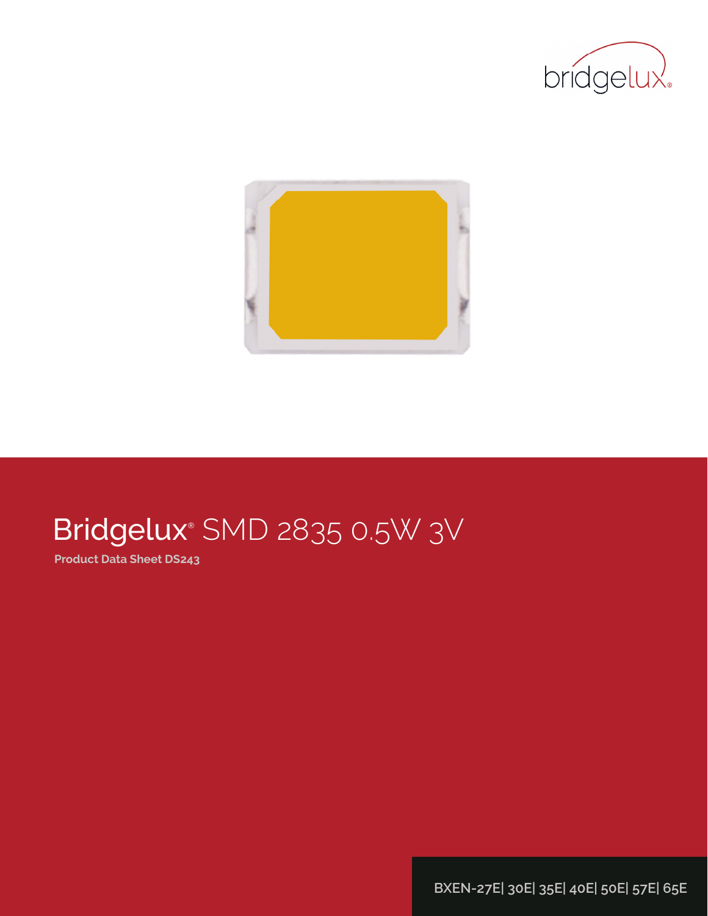bridgelux

# Bridgelux® SMD 2835 0.5W 3V

**Product Data Sheet DS243**

BXEN-27E| 30E| 35E| 40E| 50E| 57E| 65E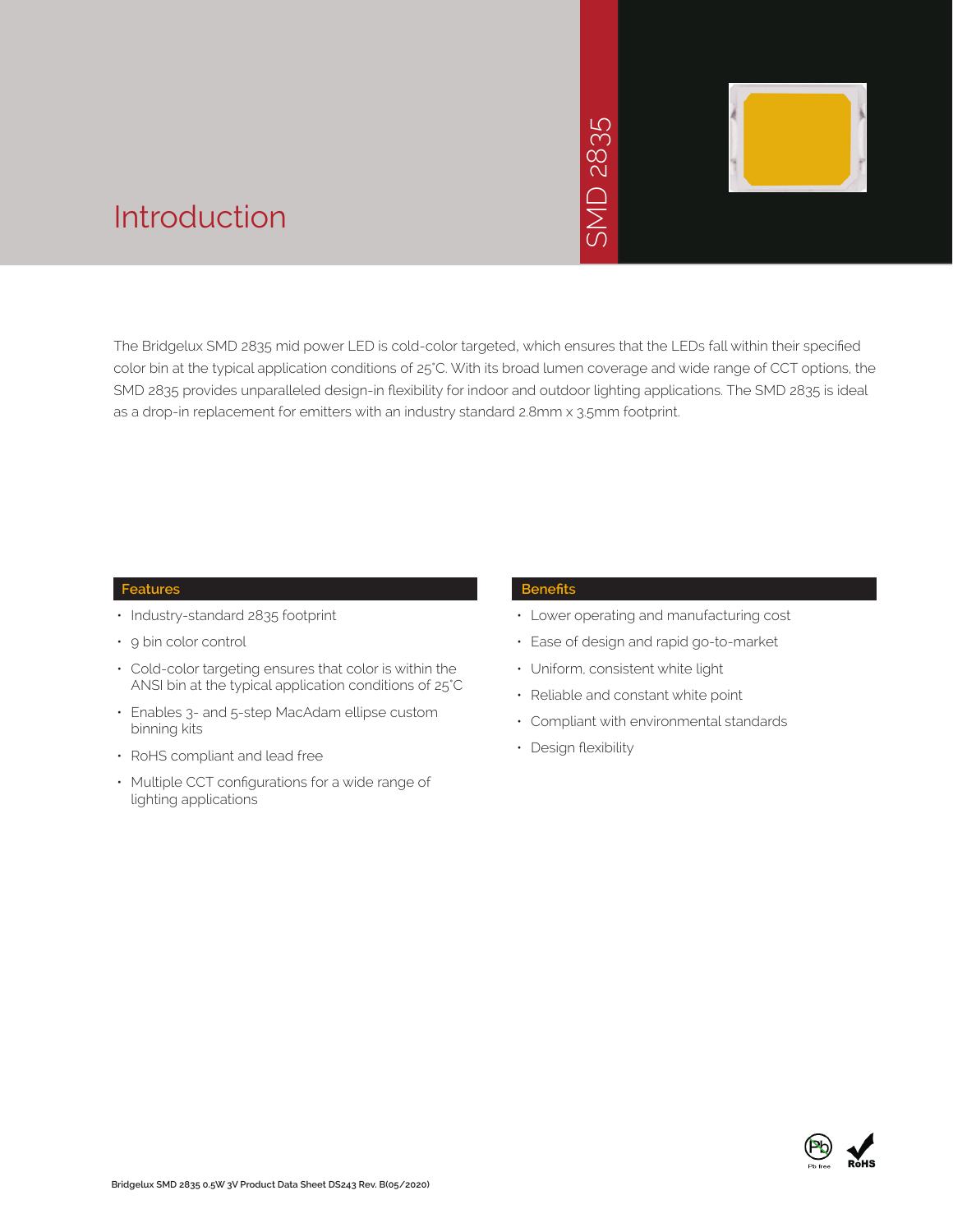SMD 2835

# Introduction

The Bridgelux SMD 2835 mid power LED is cold-color targeted, which ensures that the LEDs fall within their specified color bin at the typical application conditions of 25°C. With its broad lumen coverage and wide range of CCT options, the SMD 2835 provides unparalleled design-in flexibility for indoor and outdoor lighting applications. The SMD 2835 is ideal as a drop-in replacement for emitters with an industry standard 2.8mm x 3.5mm footprint.

## Features

- Industry-standard 2835 footprint
- 9 bin color control
- Cold-color targeting ensures that color is within the ANSI bin at the typical application conditions of 25°C
- Enables 3- and 5-step MacAdam ellipse custom binning kits
- RoHS compliant and lead free
- Multiple CCT configurations for a wide range of lighting applications

## Benefits

- Lower operating and manufacturing cost
- Ease of design and rapid go-to-market
- Uniform, consistent white light
- Reliable and constant white point
- Compliant with environmental standards
- Design flexibility

Pb free RoHS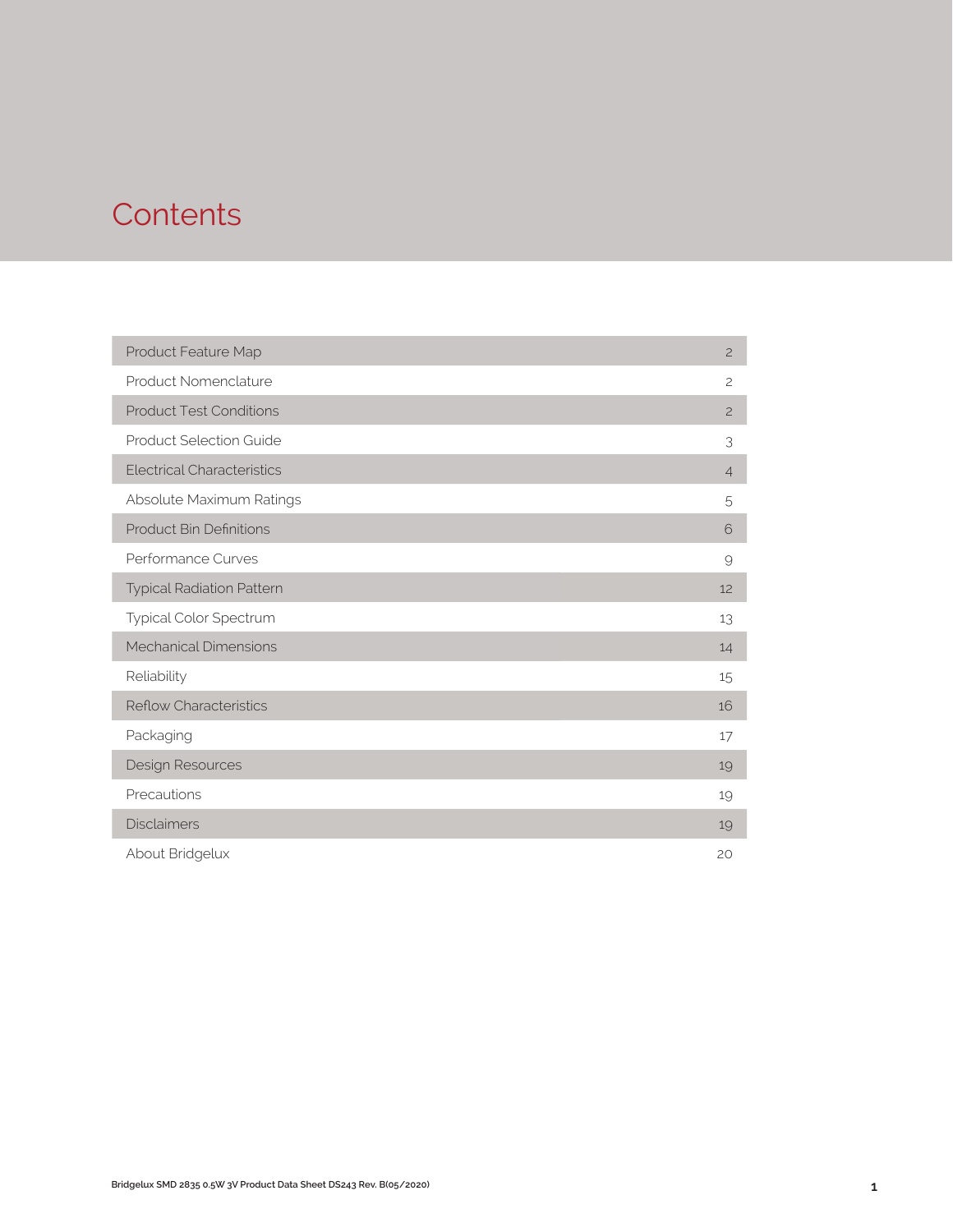# Contents

| | |
|---|---|
| Product Feature Map | 2 |
| Product Nomenclature | 2 |
| Product Test Conditions | 2 |
| Product Selection Guide | 3 |
| Electrical Characteristics | 4 |
| Absolute Maximum Ratings | 5 |
| Product Bin Definitions | 6 |
| Performance Curves | 9 |
| Typical Radiation Pattern | 12 |
| Typical Color Spectrum | 13 |
| Mechanical Dimensions | 14 |
| Reliability | 15 |
| Reflow Characteristics | 16 |
| Packaging | 17 |
| Design Resources | 19 |
| Precautions | 19 |
| Disclaimers | 19 |
| About Bridgelux | 20 |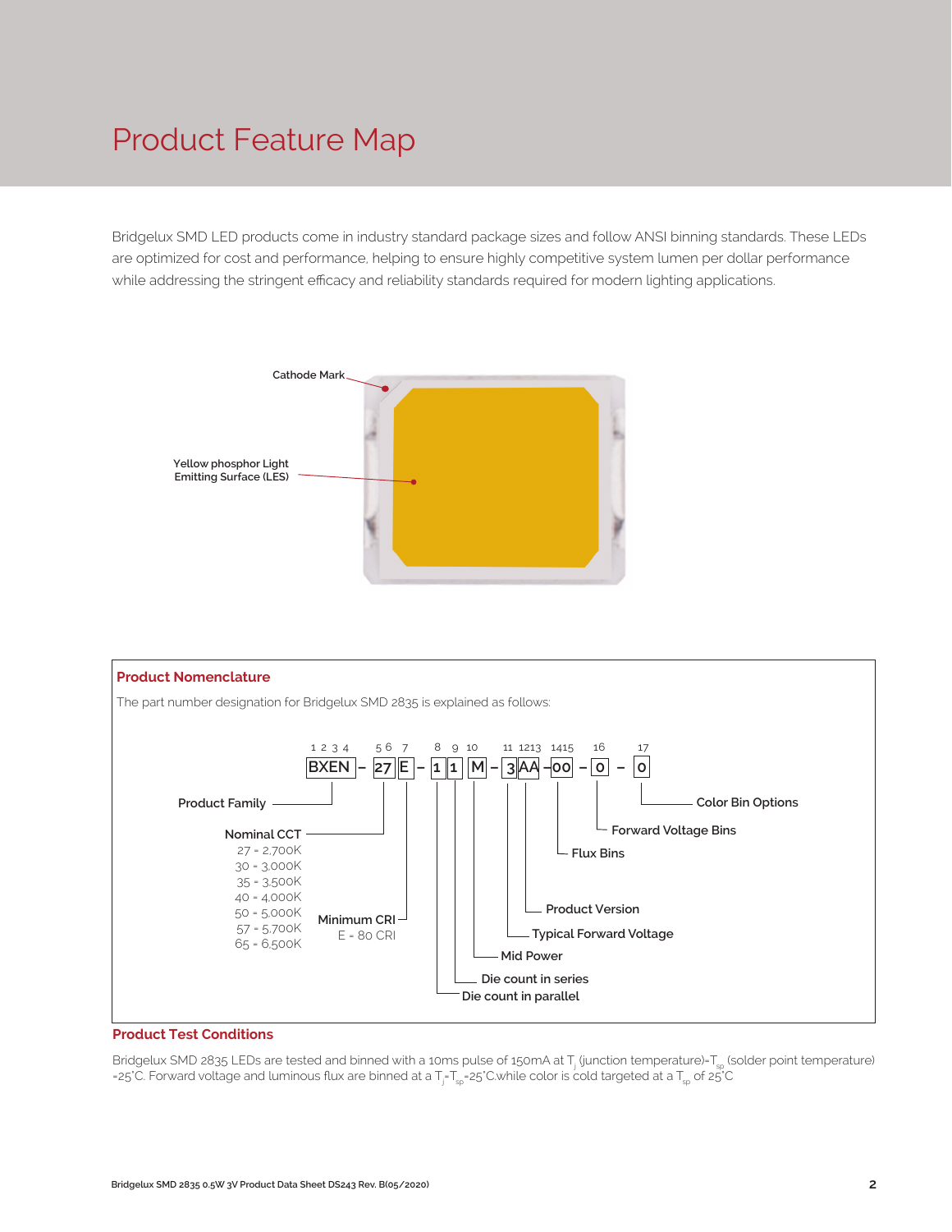# Product Feature Map

Bridgelux SMD LED products come in industry standard package sizes and follow ANSI binning standards. These LEDs are optimized for cost and performance, helping to ensure highly competitive system lumen per dollar performance while addressing the stringent efficacy and reliability standards required for modern lighting applications.

Cathode Mark

Yellow phosphor Light Emitting Surface (LES)

## Product Nomenclature

The part number designation for Bridgelux SMD 2835 is explained as follows:

| Position | Code | Description |
|---|---|---|
| 1 2 3 4 | BXEN | Product Family |
| 5 6 | 27 | Nominal CCT: 27 = 2,700K; 30 = 3,000K; 35 = 3,500K; 40 = 4,000K; 50 = 5,000K; 57 = 5,700K; 65 = 6,500K |
| 7 | E | Minimum CRI: E = 80 CRI |
| 8 | 1 | Die count in parallel |
| 9 | 1 | Die count in series |
| 10 | M | Mid Power |
| 11 | 3 | Typical Forward Voltage |
| 12 13 | AA | Product Version |
| 14 15 | 00 | Flux Bins |
| 16 | 0 | Forward Voltage Bins |
| 17 | 0 | Color Bin Options |

BXEN – 27E – 11M – 3AA – 00 – 0 – 0

## Product Test Conditions

Bridgelux SMD 2835 LEDs are tested and binned with a 10ms pulse of 150mA at $T_j$ (junction temperature)=$T_{sp}$ (solder point temperature) =25°C. Forward voltage and luminous flux are binned at a $T_j$=$T_{sp}$=25°C.while color is cold targeted at a $T_{sp}$ of 25°C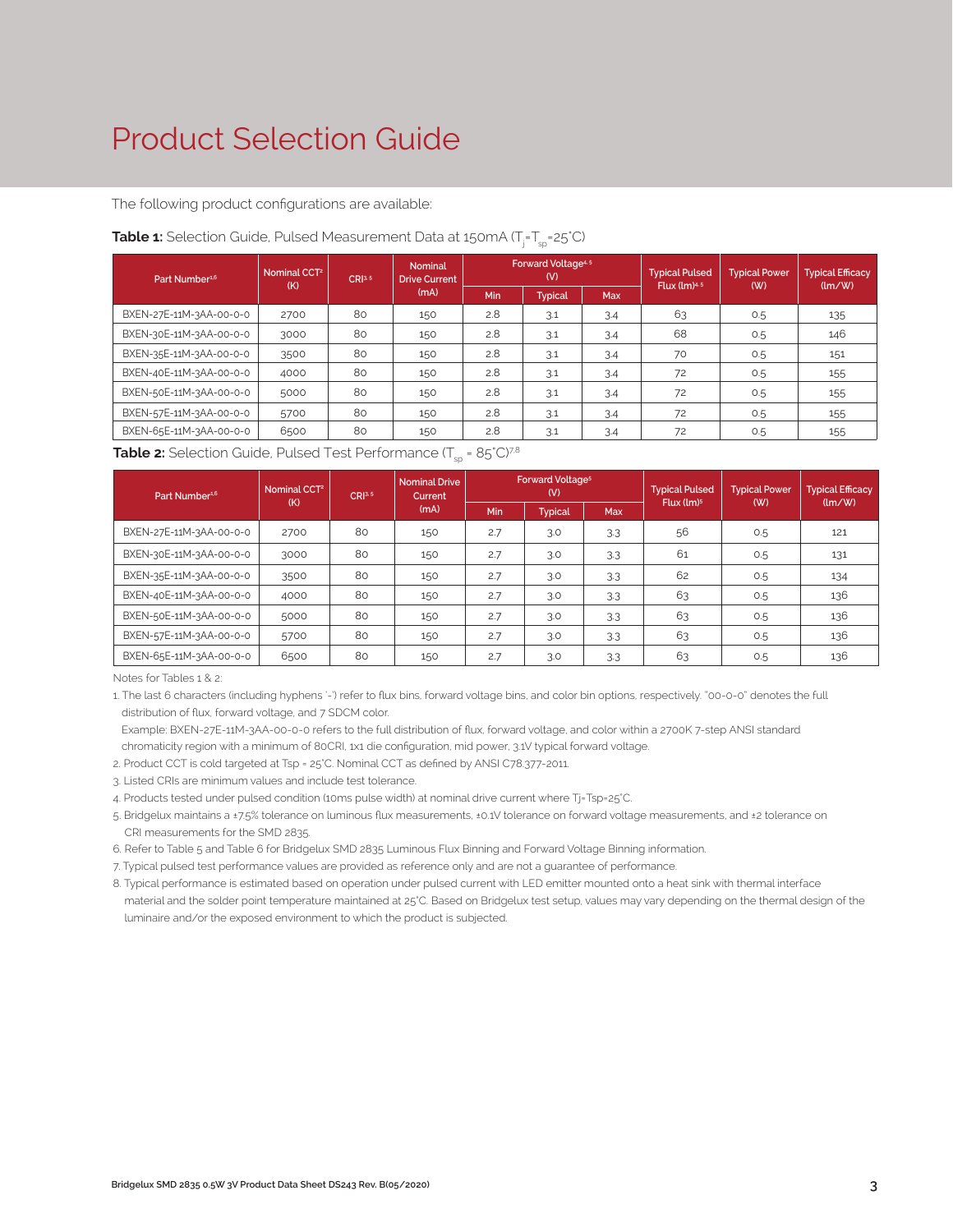# Product Selection Guide

The following product configurations are available:

**Table 1:** Selection Guide, Pulsed Measurement Data at 150mA ($T_j$=$T_{sp}$=25°C)

| Part Number[1,6] | Nominal CCT[2] (K) | CRI[3,5] | Nominal Drive Current (mA) | Forward Voltage[4,5] (V) | | | Typical Pulsed Flux (lm)[4,5] | Typical Power (W) | Typical Efficacy (lm/W) |
|---|---|---|---|---|---|---|---|---|---|
| | | | | Min | Typical | Max | | | |
| BXEN-27E-11M-3AA-00-0-0 | 2700 | 80 | 150 | 2.8 | 3.1 | 3.4 | 63 | 0.5 | 135 |
| BXEN-30E-11M-3AA-00-0-0 | 3000 | 80 | 150 | 2.8 | 3.1 | 3.4 | 68 | 0.5 | 146 |
| BXEN-35E-11M-3AA-00-0-0 | 3500 | 80 | 150 | 2.8 | 3.1 | 3.4 | 70 | 0.5 | 151 |
| BXEN-40E-11M-3AA-00-0-0 | 4000 | 80 | 150 | 2.8 | 3.1 | 3.4 | 72 | 0.5 | 155 |
| BXEN-50E-11M-3AA-00-0-0 | 5000 | 80 | 150 | 2.8 | 3.1 | 3.4 | 72 | 0.5 | 155 |
| BXEN-57E-11M-3AA-00-0-0 | 5700 | 80 | 150 | 2.8 | 3.1 | 3.4 | 72 | 0.5 | 155 |
| BXEN-65E-11M-3AA-00-0-0 | 6500 | 80 | 150 | 2.8 | 3.1 | 3.4 | 72 | 0.5 | 155 |

**Table 2:** Selection Guide, Pulsed Test Performance ($T_{sp}$ = 85°C)[7,8]

| Part Number[1,6] | Nominal CCT[2] (K) | CRI[3,5] | Nominal Drive Current (mA) | Forward Voltage[5] (V) | | | Typical Pulsed Flux (lm)[5] | Typical Power (W) | Typical Efficacy (lm/W) |
|---|---|---|---|---|---|---|---|---|---|
| | | | | Min | Typical | Max | | | |
| BXEN-27E-11M-3AA-00-0-0 | 2700 | 80 | 150 | 2.7 | 3.0 | 3.3 | 56 | 0.5 | 121 |
| BXEN-30E-11M-3AA-00-0-0 | 3000 | 80 | 150 | 2.7 | 3.0 | 3.3 | 61 | 0.5 | 131 |
| BXEN-35E-11M-3AA-00-0-0 | 3500 | 80 | 150 | 2.7 | 3.0 | 3.3 | 62 | 0.5 | 134 |
| BXEN-40E-11M-3AA-00-0-0 | 4000 | 80 | 150 | 2.7 | 3.0 | 3.3 | 63 | 0.5 | 136 |
| BXEN-50E-11M-3AA-00-0-0 | 5000 | 80 | 150 | 2.7 | 3.0 | 3.3 | 63 | 0.5 | 136 |
| BXEN-57E-11M-3AA-00-0-0 | 5700 | 80 | 150 | 2.7 | 3.0 | 3.3 | 63 | 0.5 | 136 |
| BXEN-65E-11M-3AA-00-0-0 | 6500 | 80 | 150 | 2.7 | 3.0 | 3.3 | 63 | 0.5 | 136 |

Notes for Tables 1 & 2:

1. The last 6 characters (including hyphens '-') refer to flux bins, forward voltage bins, and color bin options, respectively. "00-0-0" denotes the full distribution of flux, forward voltage, and 7 SDCM color.
   Example: BXEN-27E-11M-3AA-00-0-0 refers to the full distribution of flux, forward voltage, and color within a 2700K 7-step ANSI standard chromaticity region with a minimum of 80CRI, 1x1 die configuration, mid power, 3.1V typical forward voltage.
2. Product CCT is cold targeted at Tsp = 25°C. Nominal CCT as defined by ANSI C78.377-2011.
3. Listed CRIs are minimum values and include test tolerance.
4. Products tested under pulsed condition (10ms pulse width) at nominal drive current where Tj=Tsp=25°C.
5. Bridgelux maintains a ±7.5% tolerance on luminous flux measurements, ±0.1V tolerance on forward voltage measurements, and ±2 tolerance on CRI measurements for the SMD 2835.
6. Refer to Table 5 and Table 6 for Bridgelux SMD 2835 Luminous Flux Binning and Forward Voltage Binning information.
7. Typical pulsed test performance values are provided as reference only and are not a guarantee of performance.
8. Typical performance is estimated based on operation under pulsed current with LED emitter mounted onto a heat sink with thermal interface material and the solder point temperature maintained at 25°C. Based on Bridgelux test setup, values may vary depending on the thermal design of the luminaire and/or the exposed environment to which the product is subjected.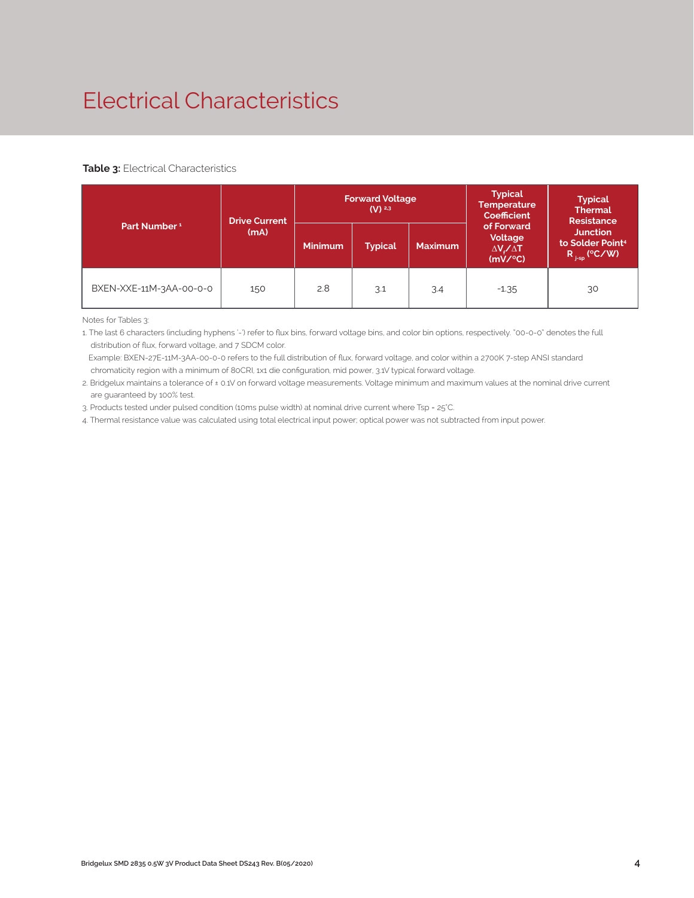# Electrical Characteristics

**Table 3:** Electrical Characteristics

| Part Number [1] | Drive Current (mA) | Forward Voltage (V) [2,3] | | | Typical Temperature Coefficient of Forward Voltage $\Delta V_f/\Delta T$ (mV/°C) | Typical Thermal Resistance Junction to Solder Point[4] $R_{j-sp}$ (°C/W) |
|---|---|---|---|---|---|---|
| | | Minimum | Typical | Maximum | | |
| BXEN-XXE-11M-3AA-00-0-0 | 150 | 2.8 | 3.1 | 3.4 | -1.35 | 30 |

Notes for Tables 3:

1. The last 6 characters (including hyphens '-') refer to flux bins, forward voltage bins, and color bin options, respectively. "00-0-0" denotes the full distribution of flux, forward voltage, and 7 SDCM color.
   Example: BXEN-27E-11M-3AA-00-0-0 refers to the full distribution of flux, forward voltage, and color within a 2700K 7-step ANSI standard chromaticity region with a minimum of 80CRI, 1x1 die configuration, mid power, 3.1V typical forward voltage.
2. Bridgelux maintains a tolerance of ± 0.1V on forward voltage measurements. Voltage minimum and maximum values at the nominal drive current are guaranteed by 100% test.
3. Products tested under pulsed condition (10ms pulse width) at nominal drive current where Tsp = 25°C.
4. Thermal resistance value was calculated using total electrical input power; optical power was not subtracted from input power.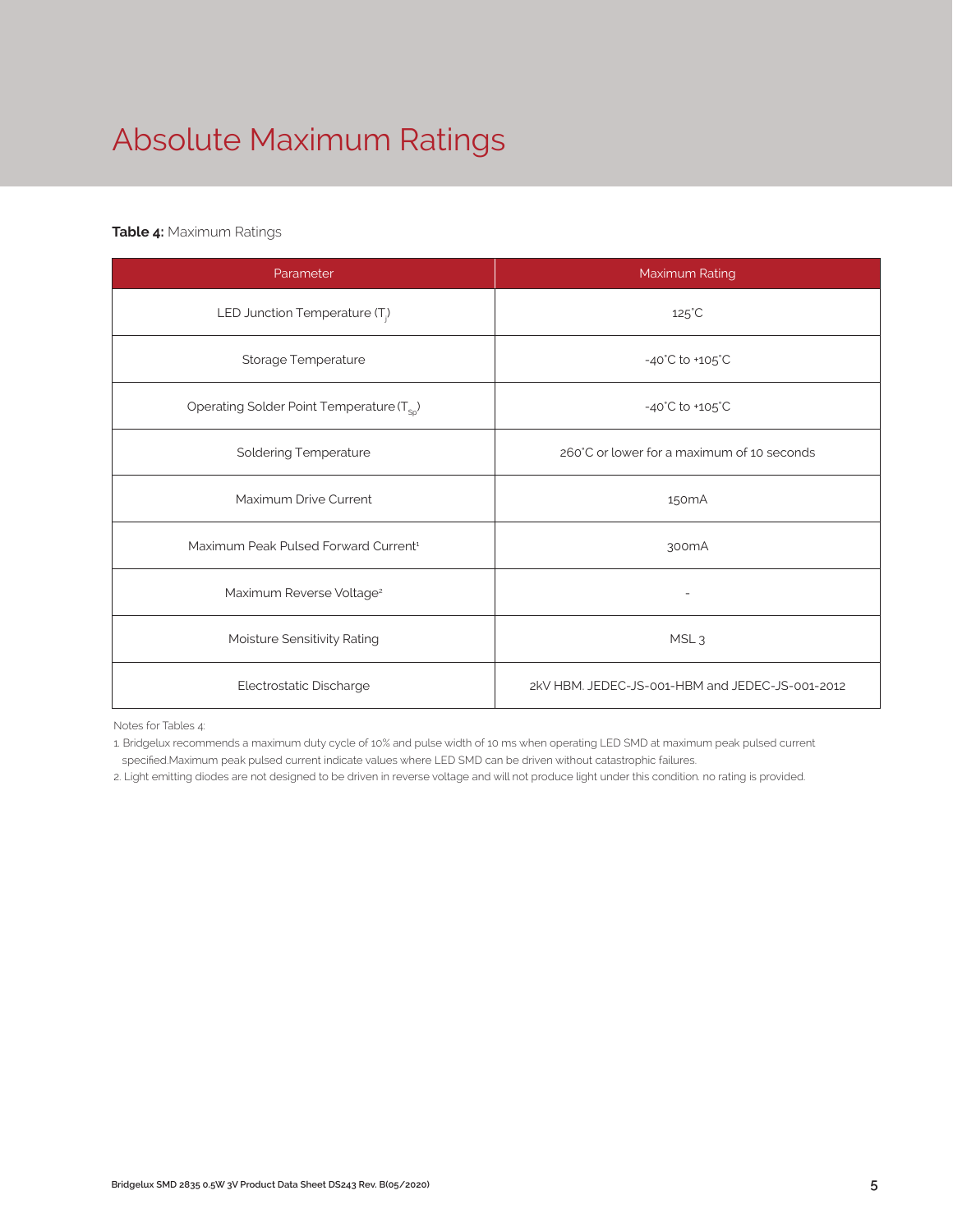# Absolute Maximum Ratings

**Table 4:** Maximum Ratings

| Parameter | Maximum Rating |
|---|---|
| LED Junction Temperature ($T_j$) | 125°C |
| Storage Temperature | -40°C to +105°C |
| Operating Solder Point Temperature ($T_{Sp}$) | -40°C to +105°C |
| Soldering Temperature | 260°C or lower for a maximum of 10 seconds |
| Maximum Drive Current | 150mA |
| Maximum Peak Pulsed Forward Current[1] | 300mA |
| Maximum Reverse Voltage[2] | - |
| Moisture Sensitivity Rating | MSL 3 |
| Electrostatic Discharge | 2kV HBM. JEDEC-JS-001-HBM and JEDEC-JS-001-2012 |

Notes for Tables 4:

1. Bridgelux recommends a maximum duty cycle of 10% and pulse width of 10 ms when operating LED SMD at maximum peak pulsed current specified.Maximum peak pulsed current indicate values where LED SMD can be driven without catastrophic failures.
2. Light emitting diodes are not designed to be driven in reverse voltage and will not produce light under this condition. no rating is provided.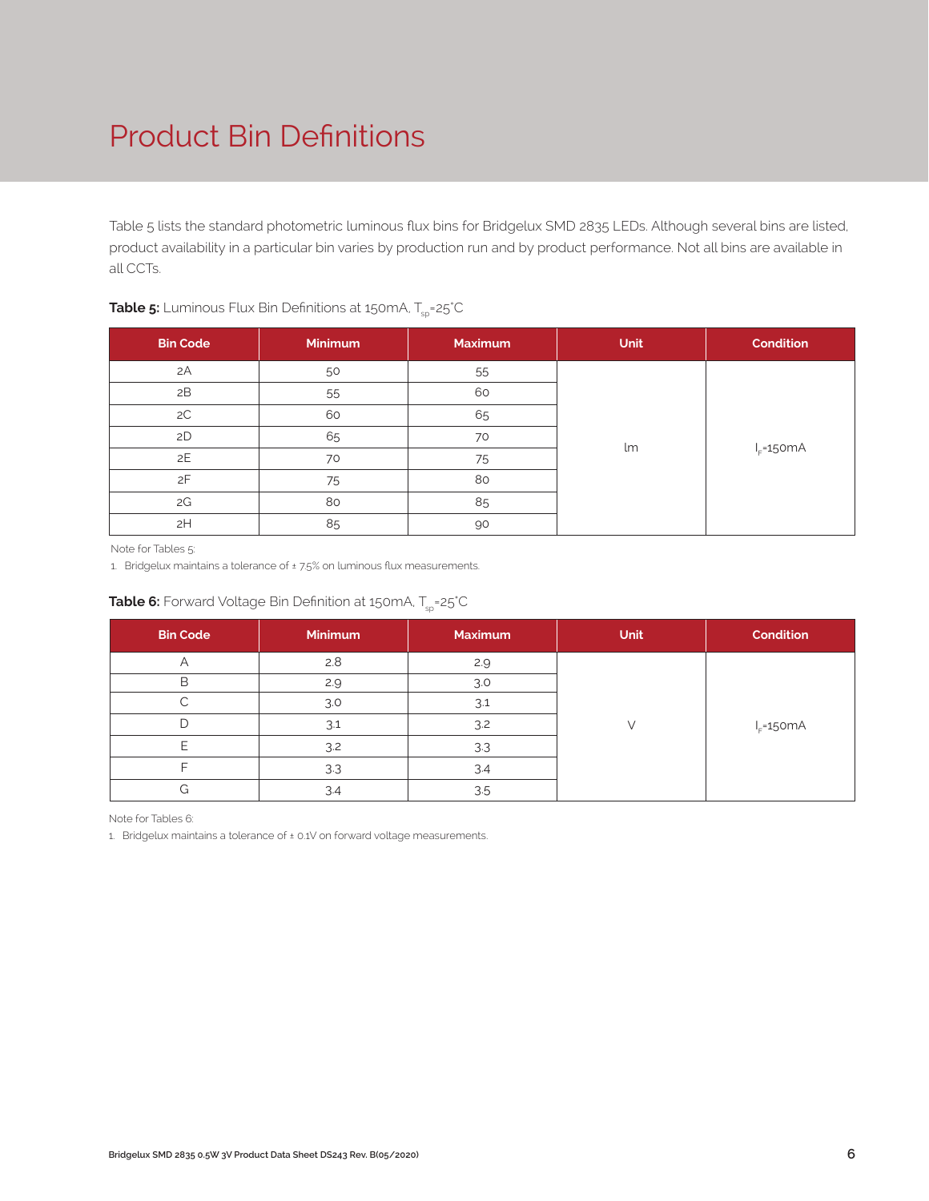# Product Bin Definitions

Table 5 lists the standard photometric luminous flux bins for Bridgelux SMD 2835 LEDs. Although several bins are listed, product availability in a particular bin varies by production run and by product performance. Not all bins are available in all CCTs.

**Table 5:** Luminous Flux Bin Definitions at 150mA, $T_{sp}$=25°C

| Bin Code | Minimum | Maximum | Unit | Condition |
|---|---|---|---|---|
| 2A | 50 | 55 | lm | $I_F$=150mA |
| 2B | 55 | 60 | | |
| 2C | 60 | 65 | | |
| 2D | 65 | 70 | | |
| 2E | 70 | 75 | | |
| 2F | 75 | 80 | | |
| 2G | 80 | 85 | | |
| 2H | 85 | 90 | | |

Note for Tables 5:

1. Bridgelux maintains a tolerance of ± 7.5% on luminous flux measurements.

**Table 6:** Forward Voltage Bin Definition at 150mA, $T_{sp}$=25°C

| Bin Code | Minimum | Maximum | Unit | Condition |
|---|---|---|---|---|
| A | 2.8 | 2.9 | V | $I_F$=150mA |
| B | 2.9 | 3.0 | | |
| C | 3.0 | 3.1 | | |
| D | 3.1 | 3.2 | | |
| E | 3.2 | 3.3 | | |
| F | 3.3 | 3.4 | | |
| G | 3.4 | 3.5 | | |

Note for Tables 6:

1. Bridgelux maintains a tolerance of ± 0.1V on forward voltage measurements.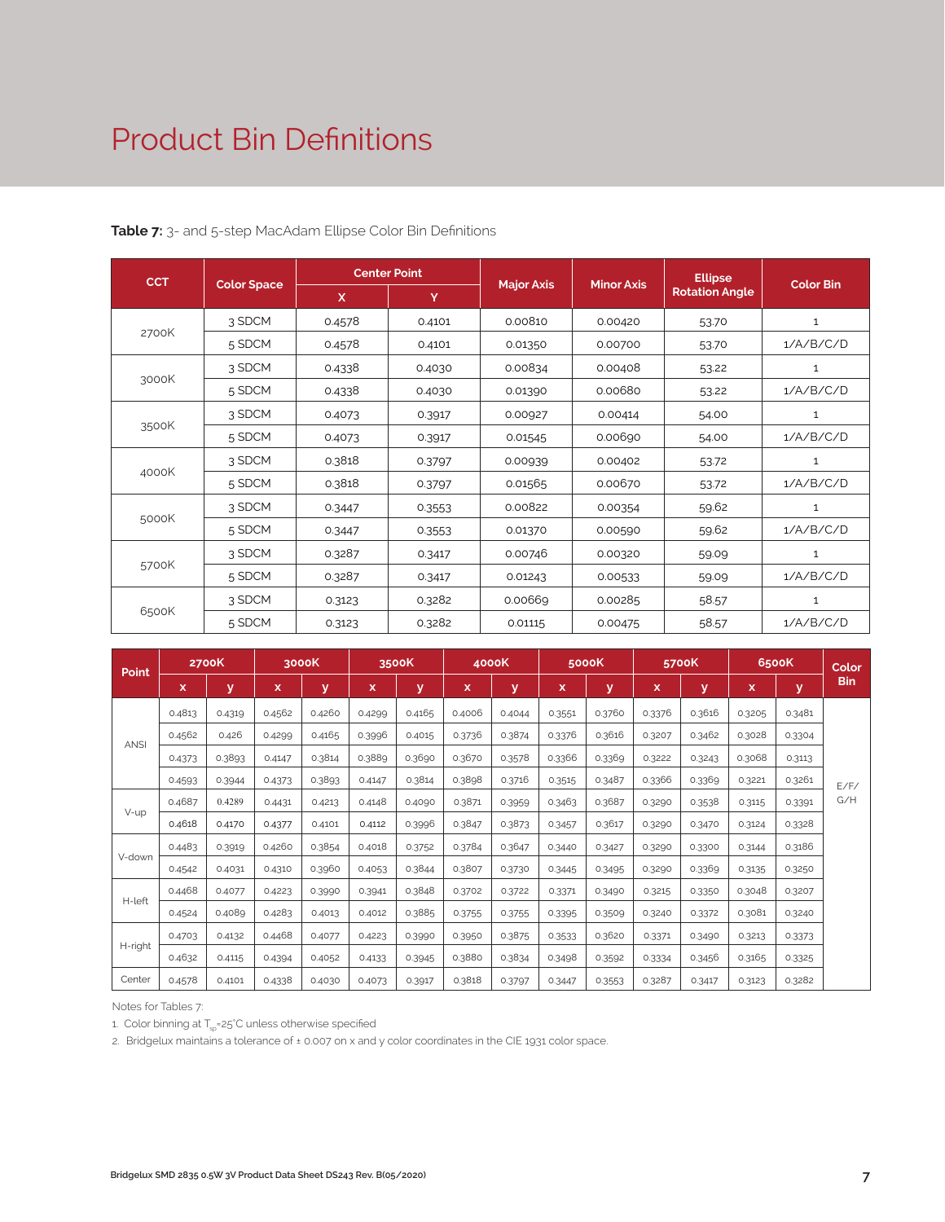# Product Bin Definitions

**Table 7:** 3- and 5-step MacAdam Ellipse Color Bin Definitions

| CCT | Color Space | Center Point | | Major Axis | Minor Axis | Ellipse Rotation Angle | Color Bin |
|---|---|---|---|---|---|---|---|
| | | X | Y | | | | |
| 2700K | 3 SDCM | 0.4578 | 0.4101 | 0.00810 | 0.00420 | 53.70 | 1 |
| | 5 SDCM | 0.4578 | 0.4101 | 0.01350 | 0.00700 | 53.70 | 1/A/B/C/D |
| 3000K | 3 SDCM | 0.4338 | 0.4030 | 0.00834 | 0.00408 | 53.22 | 1 |
| | 5 SDCM | 0.4338 | 0.4030 | 0.01390 | 0.00680 | 53.22 | 1/A/B/C/D |
| 3500K | 3 SDCM | 0.4073 | 0.3917 | 0.00927 | 0.00414 | 54.00 | 1 |
| | 5 SDCM | 0.4073 | 0.3917 | 0.01545 | 0.00690 | 54.00 | 1/A/B/C/D |
| 4000K | 3 SDCM | 0.3818 | 0.3797 | 0.00939 | 0.00402 | 53.72 | 1 |
| | 5 SDCM | 0.3818 | 0.3797 | 0.01565 | 0.00670 | 53.72 | 1/A/B/C/D |
| 5000K | 3 SDCM | 0.3447 | 0.3553 | 0.00822 | 0.00354 | 59.62 | 1 |
| | 5 SDCM | 0.3447 | 0.3553 | 0.01370 | 0.00590 | 59.62 | 1/A/B/C/D |
| 5700K | 3 SDCM | 0.3287 | 0.3417 | 0.00746 | 0.00320 | 59.09 | 1 |
| | 5 SDCM | 0.3287 | 0.3417 | 0.01243 | 0.00533 | 59.09 | 1/A/B/C/D |
| 6500K | 3 SDCM | 0.3123 | 0.3282 | 0.00669 | 0.00285 | 58.57 | 1 |
| | 5 SDCM | 0.3123 | 0.3282 | 0.01115 | 0.00475 | 58.57 | 1/A/B/C/D |

| Point | 2700K | | 3000K | | 3500K | | 4000K | | 5000K | | 5700K | | 6500K | | Color Bin |
|---|---|---|---|---|---|---|---|---|---|---|---|---|---|---|---|
| | x | y | x | y | x | y | x | y | x | y | x | y | x | y | |
| ANSI | 0.4813 | 0.4319 | 0.4562 | 0.4260 | 0.4299 | 0.4165 | 0.4006 | 0.4044 | 0.3551 | 0.3760 | 0.3376 | 0.3616 | 0.3205 | 0.3481 | E/F/G/H |
| | 0.4562 | 0.426 | 0.4299 | 0.4165 | 0.3996 | 0.4015 | 0.3736 | 0.3874 | 0.3376 | 0.3616 | 0.3207 | 0.3462 | 0.3028 | 0.3304 | |
| | 0.4373 | 0.3893 | 0.4147 | 0.3814 | 0.3889 | 0.3690 | 0.3670 | 0.3578 | 0.3366 | 0.3369 | 0.3222 | 0.3243 | 0.3068 | 0.3113 | |
| | 0.4593 | 0.3944 | 0.4373 | 0.3893 | 0.4147 | 0.3814 | 0.3898 | 0.3716 | 0.3515 | 0.3487 | 0.3366 | 0.3369 | 0.3221 | 0.3261 | |
| V-up | 0.4687 | 0.4289 | 0.4431 | 0.4213 | 0.4148 | 0.4090 | 0.3871 | 0.3959 | 0.3463 | 0.3687 | 0.3290 | 0.3538 | 0.3115 | 0.3391 | |
| | 0.4618 | 0.4170 | 0.4377 | 0.4101 | 0.4112 | 0.3996 | 0.3847 | 0.3873 | 0.3457 | 0.3617 | 0.3290 | 0.3470 | 0.3124 | 0.3328 | |
| V-down | 0.4483 | 0.3919 | 0.4260 | 0.3854 | 0.4018 | 0.3752 | 0.3784 | 0.3647 | 0.3440 | 0.3427 | 0.3290 | 0.3300 | 0.3144 | 0.3186 | |
| | 0.4542 | 0.4031 | 0.4310 | 0.3960 | 0.4053 | 0.3844 | 0.3807 | 0.3730 | 0.3445 | 0.3495 | 0.3290 | 0.3369 | 0.3135 | 0.3250 | |
| H-left | 0.4468 | 0.4077 | 0.4223 | 0.3990 | 0.3941 | 0.3848 | 0.3702 | 0.3722 | 0.3371 | 0.3490 | 0.3215 | 0.3350 | 0.3048 | 0.3207 | |
| | 0.4524 | 0.4089 | 0.4283 | 0.4013 | 0.4012 | 0.3885 | 0.3755 | 0.3755 | 0.3395 | 0.3509 | 0.3240 | 0.3372 | 0.3081 | 0.3240 | |
| H-right | 0.4703 | 0.4132 | 0.4468 | 0.4077 | 0.4223 | 0.3990 | 0.3950 | 0.3875 | 0.3533 | 0.3620 | 0.3371 | 0.3490 | 0.3213 | 0.3373 | |
| | 0.4632 | 0.4115 | 0.4394 | 0.4052 | 0.4133 | 0.3945 | 0.3880 | 0.3834 | 0.3498 | 0.3592 | 0.3334 | 0.3456 | 0.3165 | 0.3325 | |
| Center | 0.4578 | 0.4101 | 0.4338 | 0.4030 | 0.4073 | 0.3917 | 0.3818 | 0.3797 | 0.3447 | 0.3553 | 0.3287 | 0.3417 | 0.3123 | 0.3282 | |

Notes for Tables 7:

1. Color binning at $T_{sp}$=25°C unless otherwise specified
2. Bridgelux maintains a tolerance of ± 0.007 on x and y color coordinates in the CIE 1931 color space.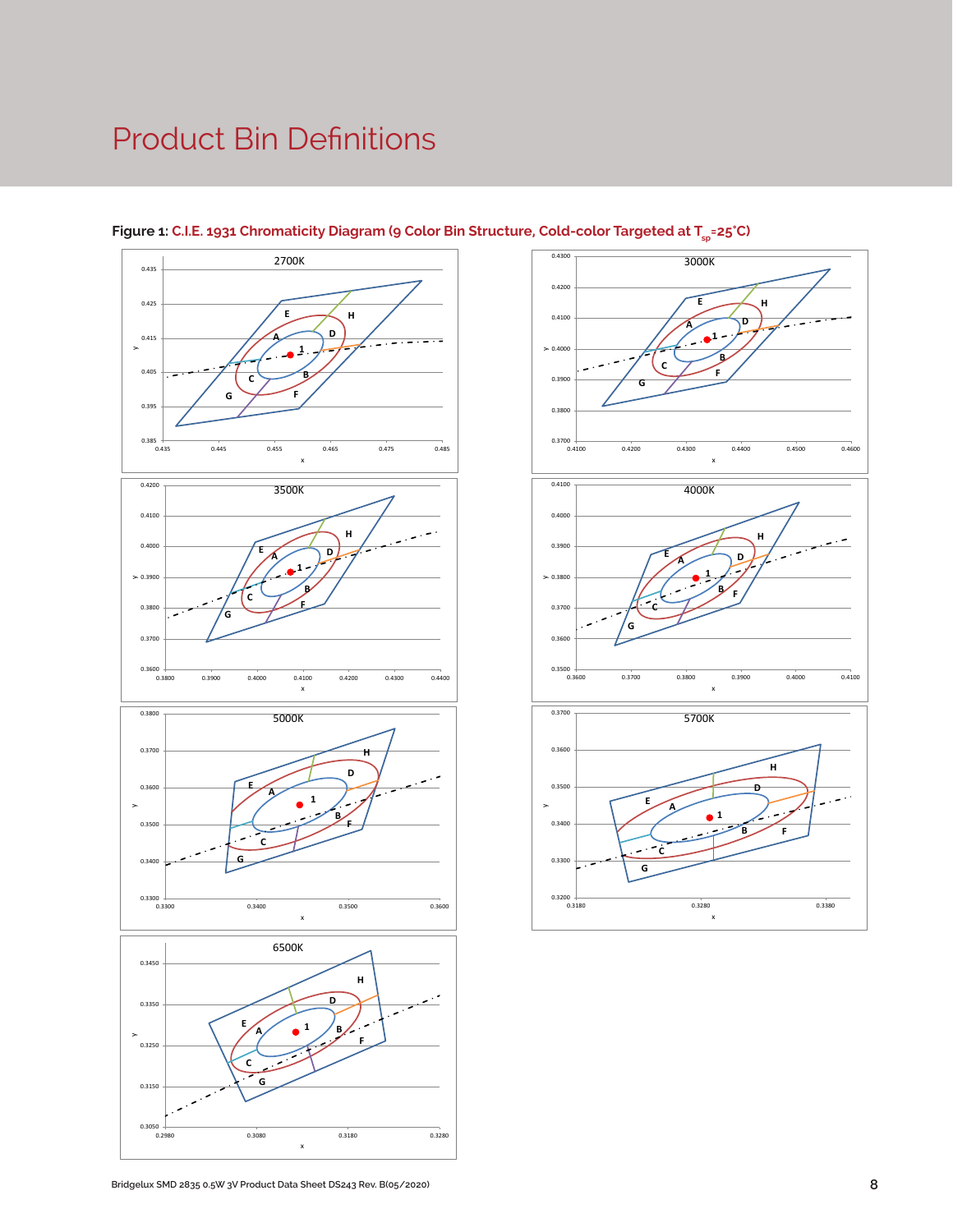# Product Bin Definitions

**Figure 1:** C.I.E. 1931 Chromaticity Diagram (9 Color Bin Structure, Cold-color Targeted at $T_{sp}$=25˚C)

2700K

3000K

3500K

4000K

5000K

5700K

6500K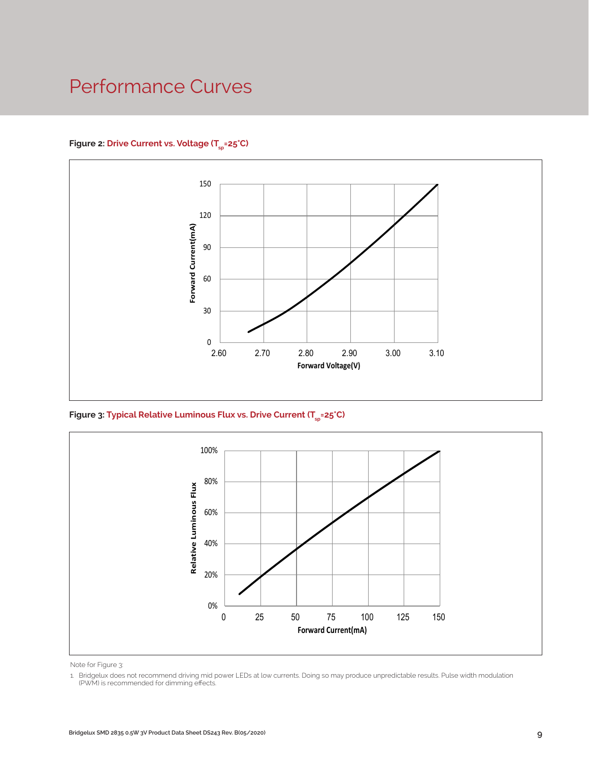# Performance Curves

**Figure 2: Drive Current vs. Voltage ($T_{sp}$=25°C)**

**Figure 3: Typical Relative Luminous Flux vs. Drive Current ($T_{sp}$=25°C)**

Note for Figure 3:

1. Bridgelux does not recommend driving mid power LEDs at low currents. Doing so may produce unpredictable results. Pulse width modulation (PWM) is recommended for dimming effects.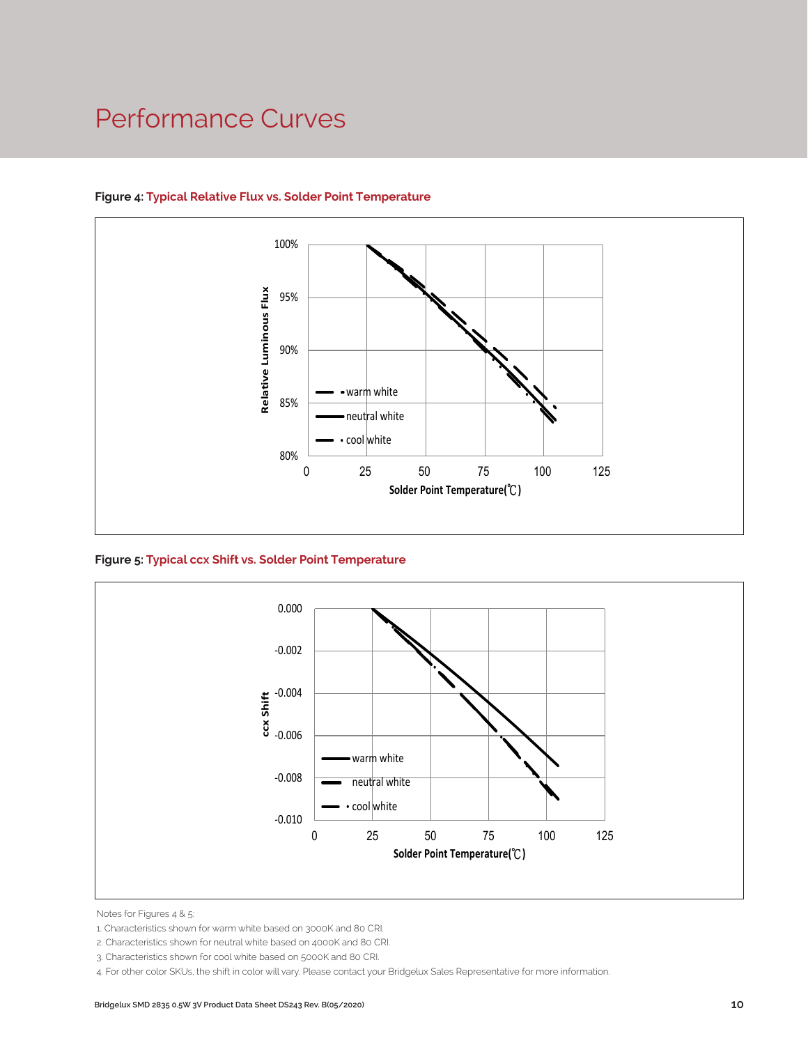# Performance Curves

**Figure 4: Typical Relative Flux vs. Solder Point Temperature**

**Figure 5: Typical ccx Shift vs. Solder Point Temperature**

Notes for Figures 4 & 5:

1. Characteristics shown for warm white based on 3000K and 80 CRI.
2. Characteristics shown for neutral white based on 4000K and 80 CRI.
3. Characteristics shown for cool white based on 5000K and 80 CRI.
4. For other color SKUs, the shift in color will vary. Please contact your Bridgelux Sales Representative for more information.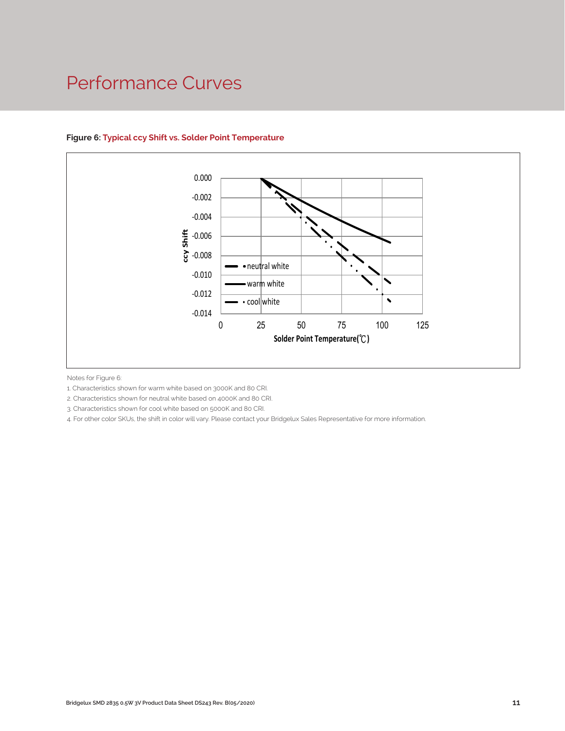# Performance Curves

**Figure 6: Typical ccy Shift vs. Solder Point Temperature**

Notes for Figure 6:

1. Characteristics shown for warm white based on 3000K and 80 CRI.
2. Characteristics shown for neutral white based on 4000K and 80 CRI.
3. Characteristics shown for cool white based on 5000K and 80 CRI.
4. For other color SKUs, the shift in color will vary. Please contact your Bridgelux Sales Representative for more information.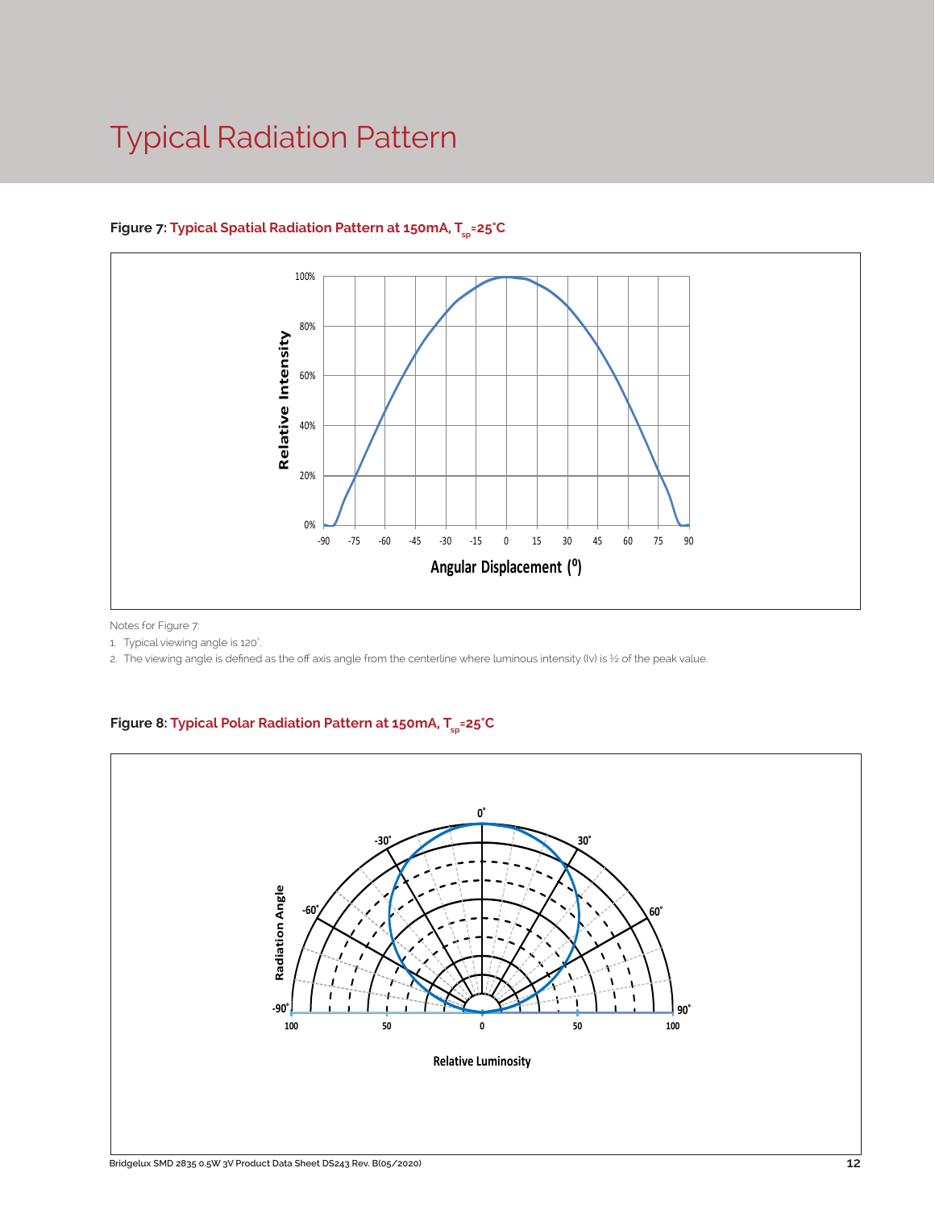# Typical Radiation Pattern

**Figure 7: Typical Spatial Radiation Pattern at 150mA, $T_{sp}$=25°C**

Notes for Figure 7:

1. Typical viewing angle is 120°.
2. The viewing angle is defined as the off axis angle from the centerline where luminous intensity (Iv) is ½ of the peak value.

**Figure 8: Typical Polar Radiation Pattern at 150mA, $T_{sp}$=25°C**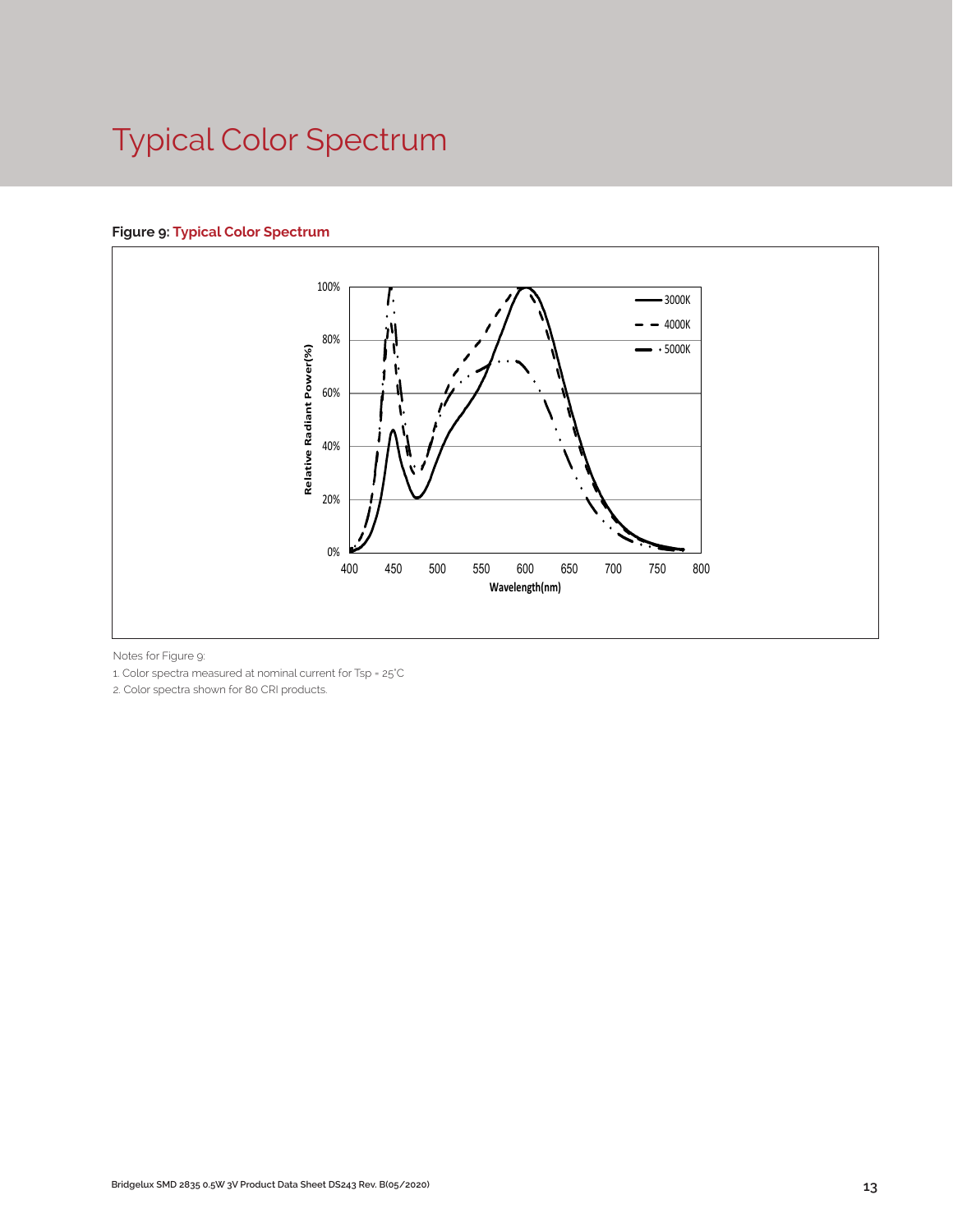# Typical Color Spectrum

**Figure 9: Typical Color Spectrum**

Notes for Figure 9:

1. Color spectra measured at nominal current for Tsp = 25°C
2. Color spectra shown for 80 CRI products.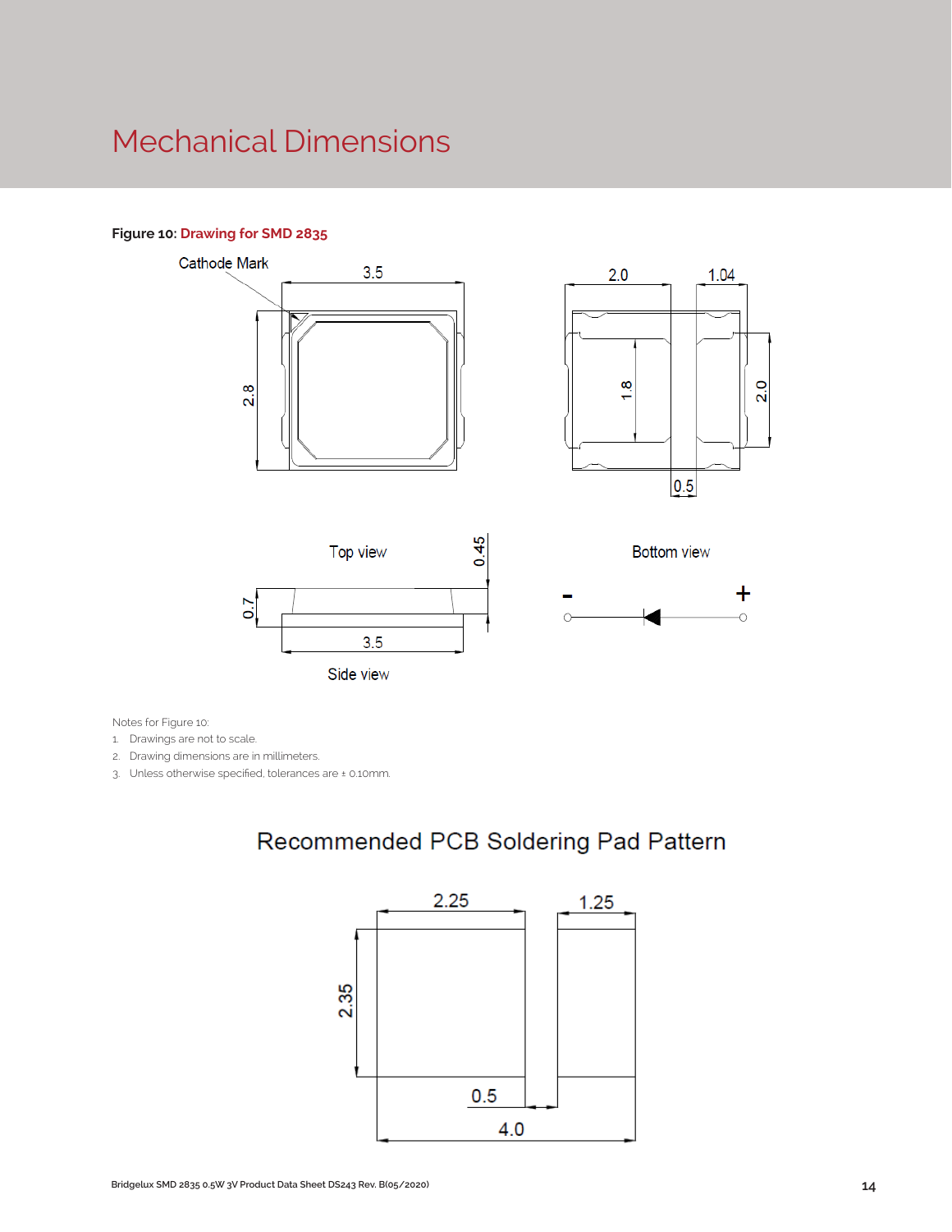# Mechanical Dimensions

**Figure 10:** Drawing for SMD 2835

Notes for Figure 10:

1. Drawings are not to scale.
2. Drawing dimensions are in millimeters.
3. Unless otherwise specified, tolerances are ± 0.10mm.

## Recommended PCB Soldering Pad Pattern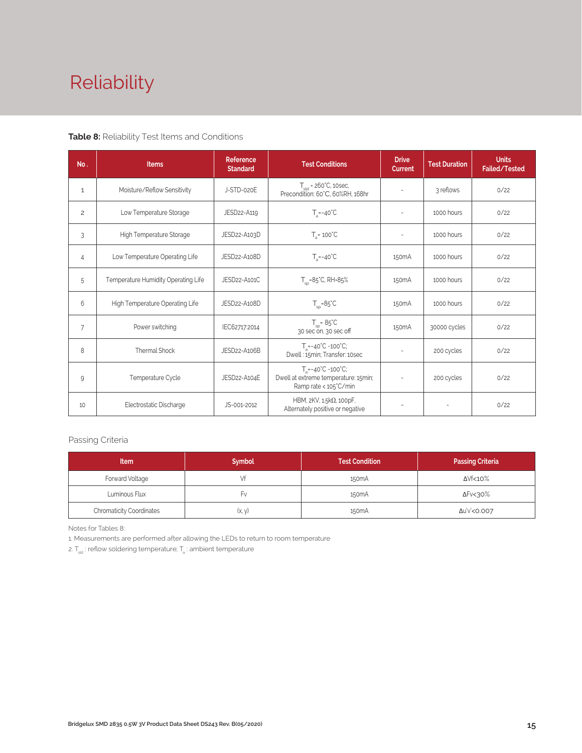# Reliability

**Table 8:** Reliability Test Items and Conditions

| No. | Items | Reference Standard | Test Conditions | Drive Current | Test Duration | Units Failed/Tested |
|---|---|---|---|---|---|---|
| 1 | Moisture/Reflow Sensitivity | J-STD-020E | $T_{sld}$ = 260°C, 10sec, Precondition: 60°C, 60%RH, 168hr | - | 3 reflows | 0/22 |
| 2 | Low Temperature Storage | JESD22-A119 | $T_a$=-40°C | - | 1000 hours | 0/22 |
| 3 | High Temperature Storage | JESD22-A103D | $T_a$= 100°C | - | 1000 hours | 0/22 |
| 4 | Low Temperature Operating Life | JESD22-A108D | $T_a$=-40°C | 150mA | 1000 hours | 0/22 |
| 5 | Temperature Humidity Operating Life | JESD22-A101C | $T_{sp}$=85°C, RH=85% | 150mA | 1000 hours | 0/22 |
| 6 | High Temperature Operating Life | JESD22-A108D | $T_{sp}$=85°C | 150mA | 1000 hours | 0/22 |
| 7 | Power switching | IEC62717:2014 | $T_{sp}$= 85°C 30 sec on, 30 sec off | 150mA | 30000 cycles | 0/22 |
| 8 | Thermal Shock | JESD22-A106B | $T_a$=-40°C ~100°C; Dwell : 15min; Transfer: 10sec | - | 200 cycles | 0/22 |
| 9 | Temperature Cycle | JESD22-A104E | $T_a$=-40°C ~100°C; Dwell at extreme temperature: 15min; Ramp rate < 105°C/min | - | 200 cycles | 0/22 |
| 10 | Electrostatic Discharge | JS-001-2012 | HBM, 2KV, 1.5kΩ, 100pF, Alternately positive or negative | - | - | 0/22 |

Passing Criteria

| Item | Symbol | Test Condition | Passing Criteria |
|---|---|---|---|
| Forward Voltage | Vf | 150mA | ΔVf<10% |
| Luminous Flux | Fv | 150mA | ΔFv<30% |
| Chromaticity Coordinates | (x, y) | 150mA | Δu'v'<0.007 |

Notes for Tables 8:

1. Measurements are performed after allowing the LEDs to return to room temperature
2. $T_{sld}$ : reflow soldering temperature; $T_a$ : ambient temperature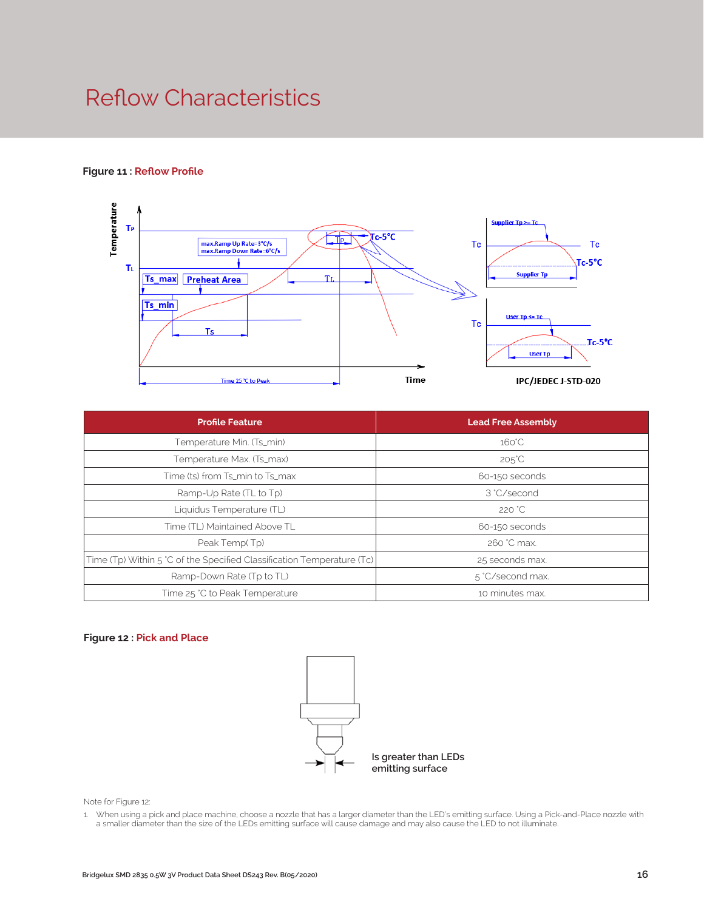# Reflow Characteristics

**Figure 11 : Reflow Profile**

| Profile Feature | Lead Free Assembly |
|---|---|
| Temperature Min. (Ts_min) | 160˚C |
| Temperature Max. (Ts_max) | 205˚C |
| Time (ts) from Ts_min to Ts_max | 60-150 seconds |
| Ramp-Up Rate (TL to Tp) | 3 ˚C/second |
| Liquidus Temperature (TL) | 220 ˚C |
| Time (TL) Maintained Above TL | 60-150 seconds |
| Peak Temp( Tp) | 260 ˚C max. |
| Time (Tp) Within 5 ˚C of the Specified Classification Temperature (Tc) | 25 seconds max. |
| Ramp-Down Rate (Tp to TL) | 5 ˚C/second max. |
| Time 25 ˚C to Peak Temperature | 10 minutes max. |

**Figure 12 : Pick and Place**

Is greater than LEDs emitting surface

Note for Figure 12:

1. When using a pick and place machine, choose a nozzle that has a larger diameter than the LED's emitting surface. Using a Pick-and-Place nozzle with a smaller diameter than the size of the LEDs emitting surface will cause damage and may also cause the LED to not illuminate.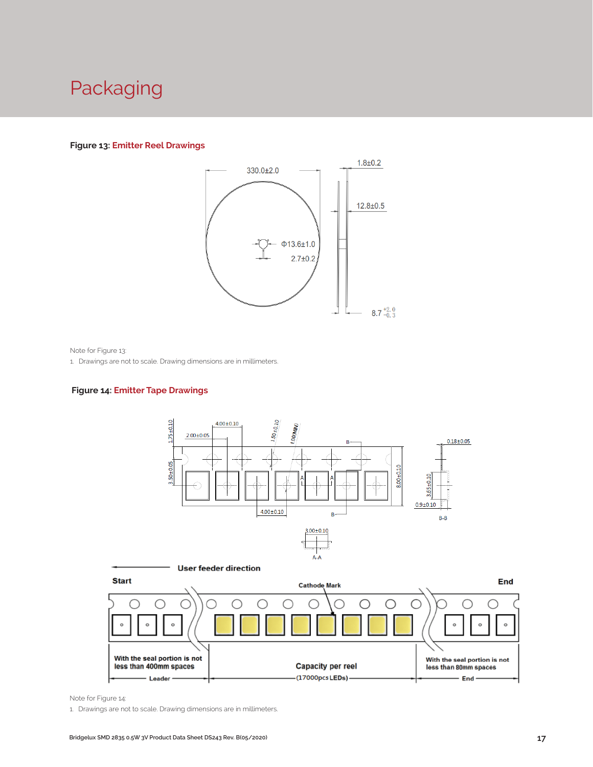# Packaging

**Figure 13: Emitter Reel Drawings**

330.0±2.0

1.8±0.2

12.8±0.5

Φ13.6±1.0

2.7±0.2

8.7 $^{+2.0}_{-0.3}$

Note for Figure 13:

1. Drawings are not to scale. Drawing dimensions are in millimeters.

**Figure 14: Emitter Tape Drawings**

4.00±0.10

2.00±0.05

1.75±0.10

1.50±0.10

1.00(MIN)

0.18±0.05

3.50±0.05

8.00±0.10

3.65±0.10

0.9±0.10

4.00±0.10

B-B

3.00±0.10

A-A

User feeder direction

Start

Cathode Mark

End

With the seal portion is not less than 400mm spaces

Leader

Capacity per reel (17000pcs LEDs)

With the seal portion is not less than 80mm spaces

End

Note for Figure 14:

1. Drawings are not to scale. Drawing dimensions are in millimeters.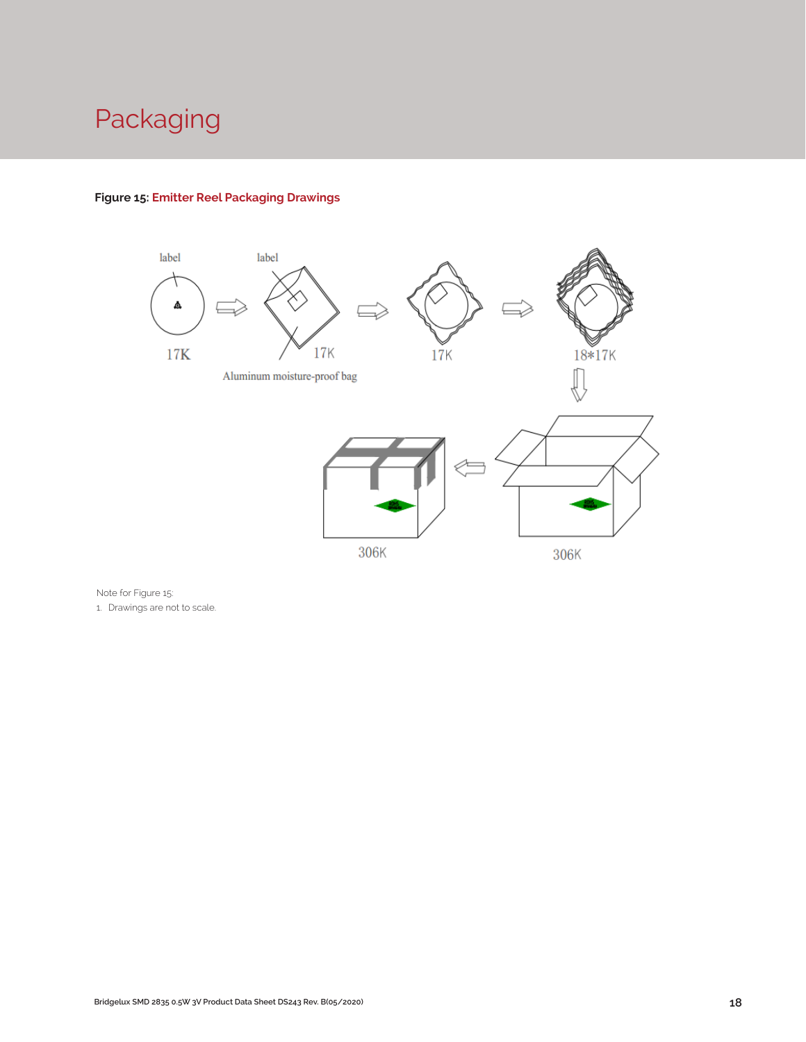# Packaging

**Figure 15: Emitter Reel Packaging Drawings**

Note for Figure 15:

1. Drawings are not to scale.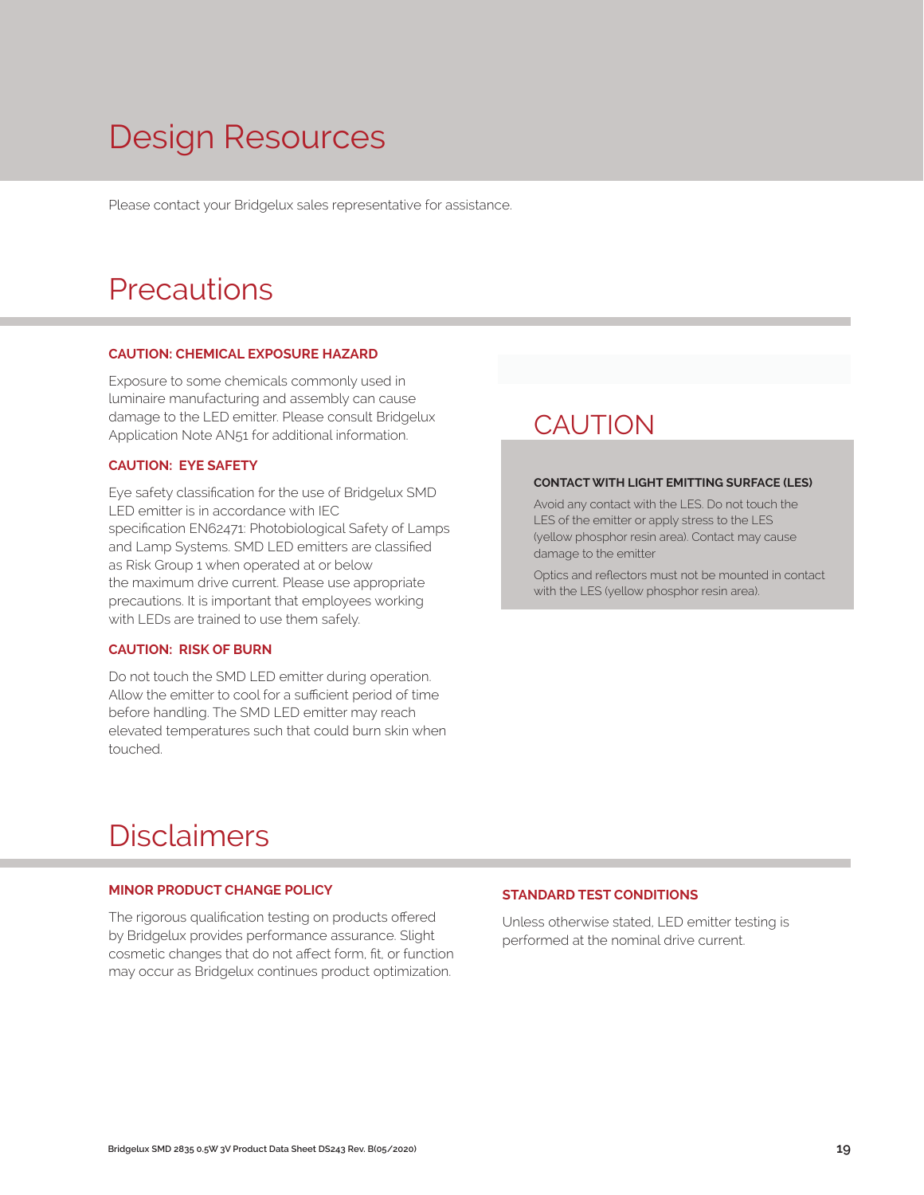# Design Resources

Please contact your Bridgelux sales representative for assistance.

# Precautions

**CAUTION: CHEMICAL EXPOSURE HAZARD**

Exposure to some chemicals commonly used in luminaire manufacturing and assembly can cause damage to the LED emitter. Please consult Bridgelux Application Note AN51 for additional information.

**CAUTION: EYE SAFETY**

Eye safety classification for the use of Bridgelux SMD LED emitter is in accordance with IEC specification EN62471: Photobiological Safety of Lamps and Lamp Systems. SMD LED emitters are classified as Risk Group 1 when operated at or below the maximum drive current. Please use appropriate precautions. It is important that employees working with LEDs are trained to use them safely.

**CAUTION: RISK OF BURN**

Do not touch the SMD LED emitter during operation. Allow the emitter to cool for a sufficient period of time before handling. The SMD LED emitter may reach elevated temperatures such that could burn skin when touched.

## CAUTION

**CONTACT WITH LIGHT EMITTING SURFACE (LES)**

Avoid any contact with the LES. Do not touch the LES of the emitter or apply stress to the LES (yellow phosphor resin area). Contact may cause damage to the emitter

Optics and reflectors must not be mounted in contact with the LES (yellow phosphor resin area).

# Disclaimers

**MINOR PRODUCT CHANGE POLICY**

The rigorous qualification testing on products offered by Bridgelux provides performance assurance. Slight cosmetic changes that do not affect form, fit, or function may occur as Bridgelux continues product optimization.

**STANDARD TEST CONDITIONS**

Unless otherwise stated, LED emitter testing is performed at the nominal drive current.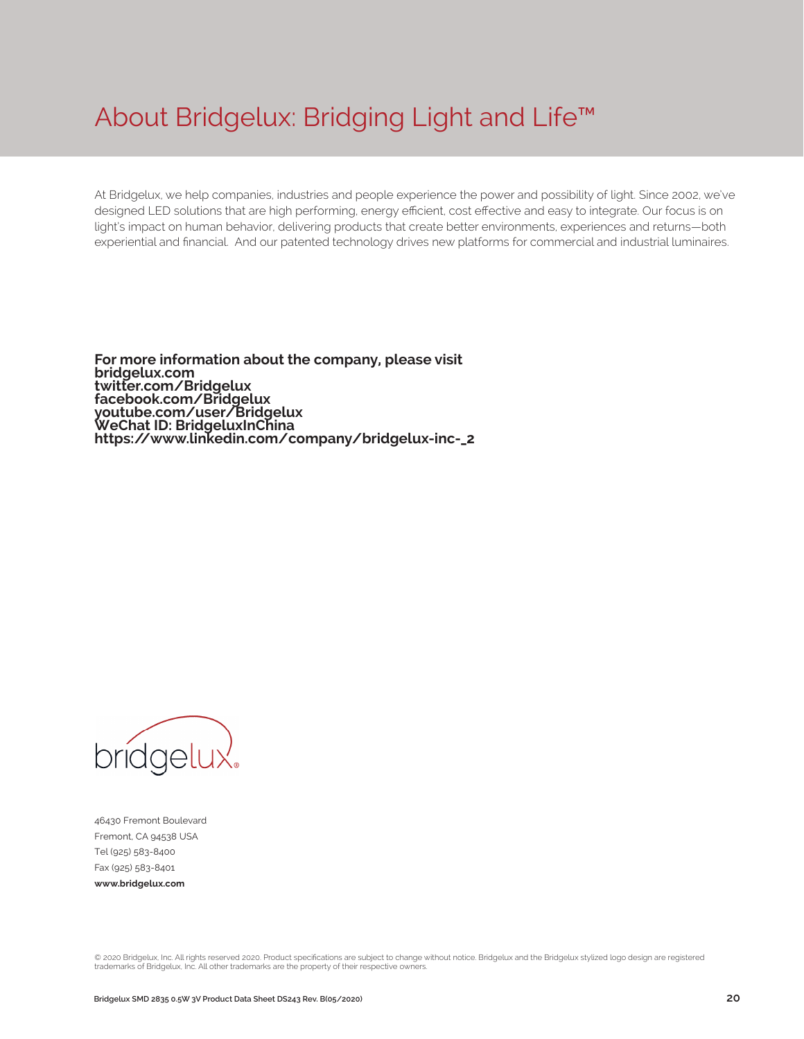# About Bridgelux: Bridging Light and Life™

At Bridgelux, we help companies, industries and people experience the power and possibility of light. Since 2002, we've designed LED solutions that are high performing, energy efficient, cost effective and easy to integrate. Our focus is on light's impact on human behavior, delivering products that create better environments, experiences and returns—both experiential and financial. And our patented technology drives new platforms for commercial and industrial luminaires.

**For more information about the company, please visit**
**bridgelux.com**
**twitter.com/Bridgelux**
**facebook.com/Bridgelux**
**youtube.com/user/Bridgelux**
**WeChat ID: BridgeluxInChina**
**https://www.linkedin.com/company/bridgelux-inc-_2**

bridgelux®

46430 Fremont Boulevard
Fremont, CA 94538 USA
Tel (925) 583-8400
Fax (925) 583-8401
**www.bridgelux.com**

© 2020 Bridgelux, Inc. All rights reserved 2020. Product specifications are subject to change without notice. Bridgelux and the Bridgelux stylized logo design are registered trademarks of Bridgelux, Inc. All other trademarks are the property of their respective owners.